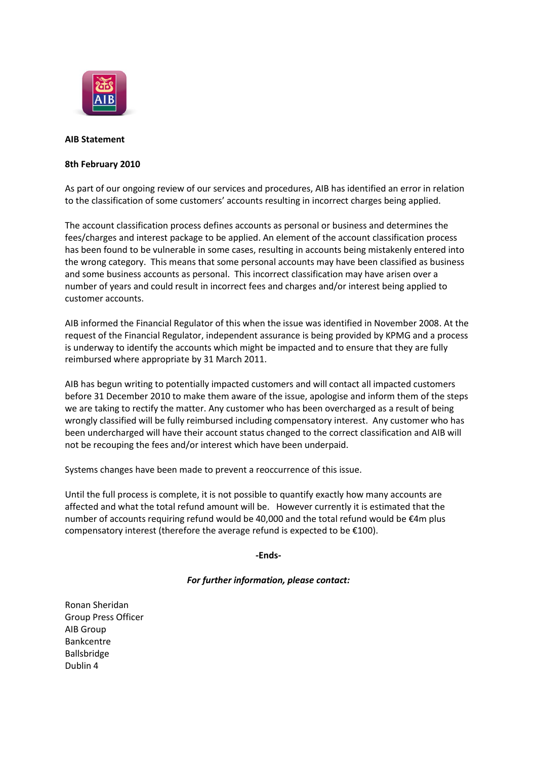**AIB Statement**

**8th February 2010**

As part of our ongoing review of our services and procedures, AIB has identified an error in relation to the classification of some customers' accounts resulting in incorrect charges being applied.

The account classification process defines accounts as personal or business and determines the fees/charges and interest package to be applied. An element of the account classification process has been found to be vulnerable in some cases, resulting in accounts being mistakenly entered into the wrong category. This means that some personal accounts may have been classified as business and some business accounts as personal. This incorrect classification may have arisen over a number of years and could result in incorrect fees and charges and/or interest being applied to customer accounts.

AIB informed the Financial Regulator of this when the issue was identified in November 2008. At the request of the Financial Regulator, independent assurance is being provided by KPMG and a process is underway to identify the accounts which might be impacted and to ensure that they are fully reimbursed where appropriate by 31 March 2011.

AIB has begun writing to potentially impacted customers and will contact all impacted customers before 31 December 2010 to make them aware of the issue, apologise and inform them of the steps we are taking to rectify the matter. Any customer who has been overcharged as a result of being wrongly classified will be fully reimbursed including compensatory interest. Any customer who has been undercharged will have their account status changed to the correct classification and AIB will not be recouping the fees and/or interest which have been underpaid.

Systems changes have been made to prevent a reoccurrence of this issue.

Until the full process is complete, it is not possible to quantify exactly how many accounts are affected and what the total refund amount will be. However currently it is estimated that the number of accounts requiring refund would be 40,000 and the total refund would be €4m plus compensatory interest (therefore the average refund is expected to be €100).

**-Ends-**

***For further information, please contact:***

Ronan Sheridan
Group Press Officer
AIB Group
Bankcentre
Ballsbridge
Dublin 4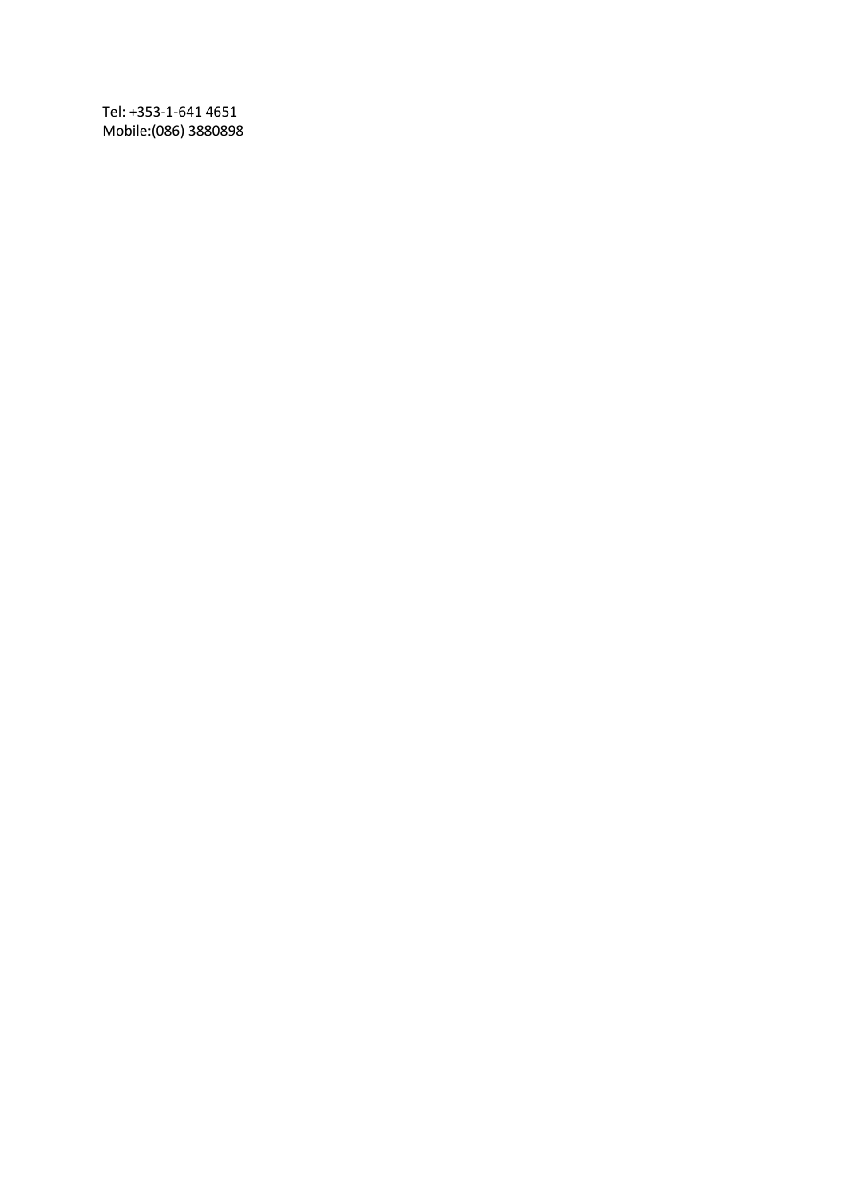Tel: +353-1-641 4651
Mobile:(086) 3880898